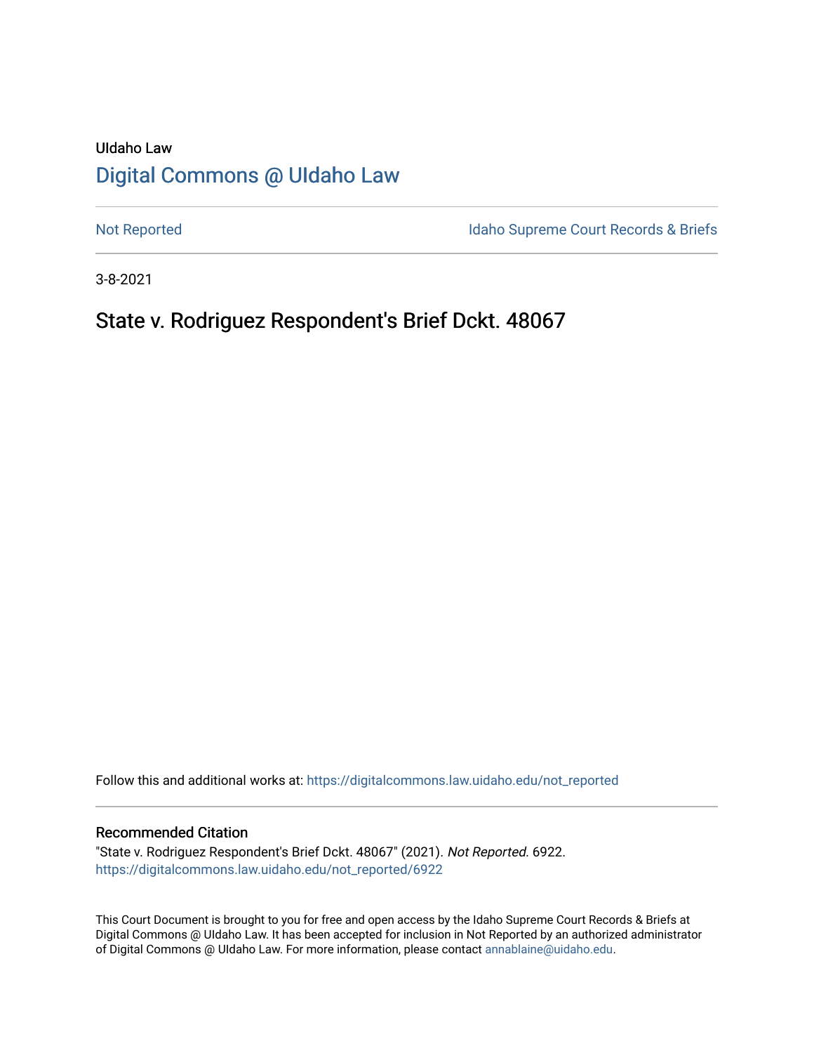UIdaho Law

# Digital Commons @ UIdaho Law

Not Reported

Idaho Supreme Court Records & Briefs

3-8-2021

## State v. Rodriguez Respondent's Brief Dckt. 48067

Follow this and additional works at: https://digitalcommons.law.uidaho.edu/not_reported

### Recommended Citation

"State v. Rodriguez Respondent's Brief Dckt. 48067" (2021). *Not Reported*. 6922.
https://digitalcommons.law.uidaho.edu/not_reported/6922

This Court Document is brought to you for free and open access by the Idaho Supreme Court Records & Briefs at Digital Commons @ UIdaho Law. It has been accepted for inclusion in Not Reported by an authorized administrator of Digital Commons @ UIdaho Law. For more information, please contact annablaine@uidaho.edu.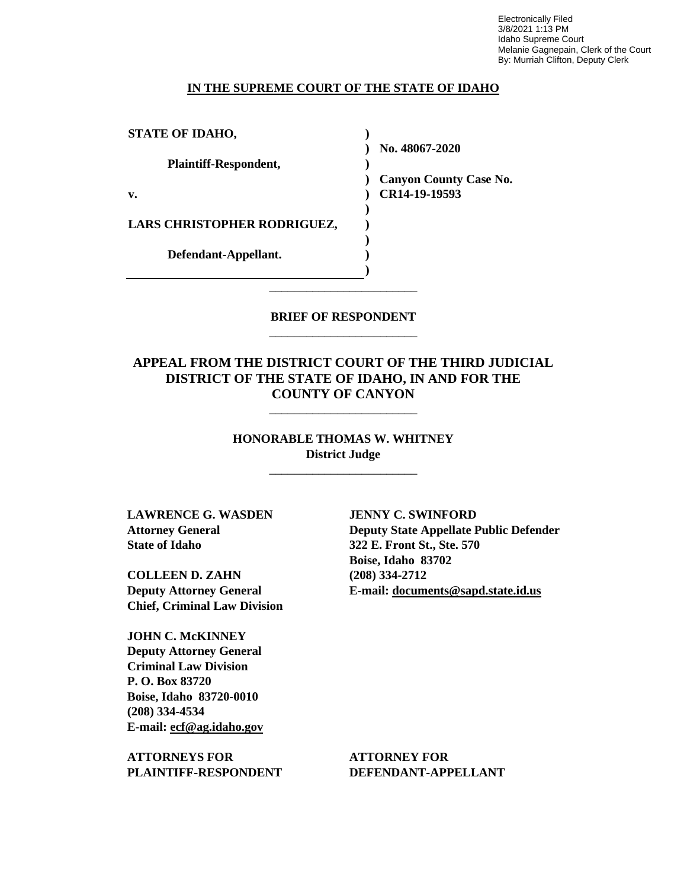Electronically Filed
3/8/2021 1:13 PM
Idaho Supreme Court
Melanie Gagnepain, Clerk of the Court
By: Murriah Clifton, Deputy Clerk

**IN THE SUPREME COURT OF THE STATE OF IDAHO**

| | | |
|---|---|---|
| **STATE OF IDAHO,** | ) | |
| | ) | **No. 48067-2020** |
| **Plaintiff-Respondent,** | ) | |
| | ) | **Canyon County Case No.** |
| **v.** | ) | **CR14-19-19593** |
| | ) | |
| **LARS CHRISTOPHER RODRIGUEZ,** | ) | |
| | ) | |
| **Defendant-Appellant.** | ) | |
| | ) | |

---

**BRIEF OF RESPONDENT**

---

**APPEAL FROM THE DISTRICT COURT OF THE THIRD JUDICIAL DISTRICT OF THE STATE OF IDAHO, IN AND FOR THE COUNTY OF CANYON**

---

**HONORABLE THOMAS W. WHITNEY**
**District Judge**

---

**LAWRENCE G. WASDEN**
**Attorney General**
**State of Idaho**

**COLLEEN D. ZAHN**
**Deputy Attorney General**
**Chief, Criminal Law Division**

**JOHN C. McKINNEY**
**Deputy Attorney General**
**Criminal Law Division**
**P. O. Box 83720**
**Boise, Idaho 83720-0010**
**(208) 334-4534**
**E-mail: ecf@ag.idaho.gov**

**ATTORNEYS FOR PLAINTIFF-RESPONDENT**

**JENNY C. SWINFORD**
**Deputy State Appellate Public Defender**
**322 E. Front St., Ste. 570**
**Boise, Idaho 83702**
**(208) 334-2712**
**E-mail: documents@sapd.state.id.us**

**ATTORNEY FOR DEFENDANT-APPELLANT**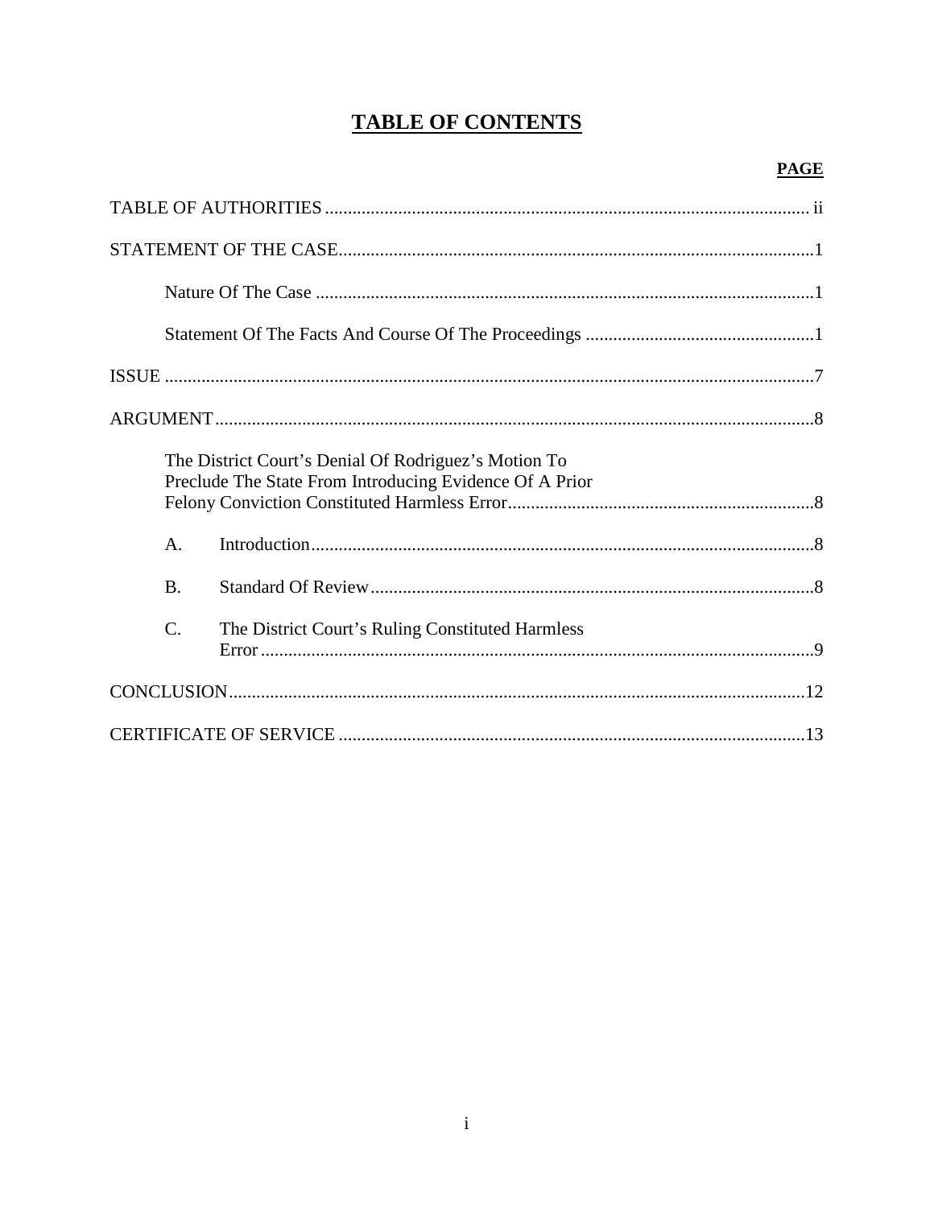# TABLE OF CONTENTS

| | PAGE |
|---|---|
| TABLE OF AUTHORITIES | ii |
| STATEMENT OF THE CASE | 1 |
| Nature Of The Case | 1 |
| Statement Of The Facts And Course Of The Proceedings | 1 |
| ISSUE | 7 |
| ARGUMENT | 8 |
| The District Court's Denial Of Rodriguez's Motion To Preclude The State From Introducing Evidence Of A Prior Felony Conviction Constituted Harmless Error | 8 |
| A. Introduction | 8 |
| B. Standard Of Review | 8 |
| C. The District Court's Ruling Constituted Harmless Error | 9 |
| CONCLUSION | 12 |
| CERTIFICATE OF SERVICE | 13 |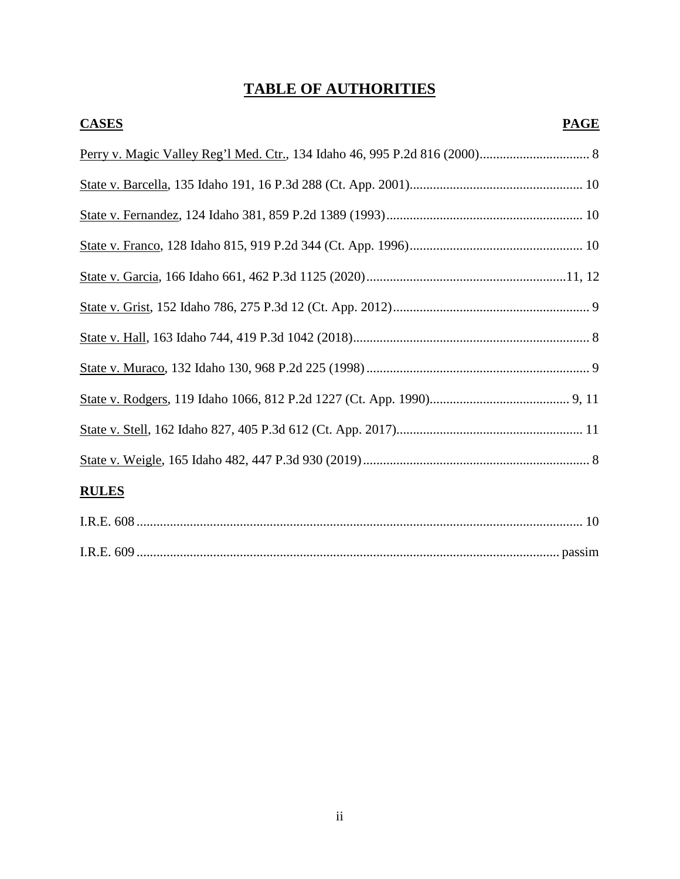# TABLE OF AUTHORITIES

| CASES | PAGE |
|---|---|
| Perry v. Magic Valley Reg'l Med. Ctr., 134 Idaho 46, 995 P.2d 816 (2000) | 8 |
| State v. Barcella, 135 Idaho 191, 16 P.3d 288 (Ct. App. 2001) | 10 |
| State v. Fernandez, 124 Idaho 381, 859 P.2d 1389 (1993) | 10 |
| State v. Franco, 128 Idaho 815, 919 P.2d 344 (Ct. App. 1996) | 10 |
| State v. Garcia, 166 Idaho 661, 462 P.3d 1125 (2020) | 11, 12 |
| State v. Grist, 152 Idaho 786, 275 P.3d 12 (Ct. App. 2012) | 9 |
| State v. Hall, 163 Idaho 744, 419 P.3d 1042 (2018) | 8 |
| State v. Muraco, 132 Idaho 130, 968 P.2d 225 (1998) | 9 |
| State v. Rodgers, 119 Idaho 1066, 812 P.2d 1227 (Ct. App. 1990) | 9, 11 |
| State v. Stell, 162 Idaho 827, 405 P.3d 612 (Ct. App. 2017) | 11 |
| State v. Weigle, 165 Idaho 482, 447 P.3d 930 (2019) | 8 |

| RULES | |
|---|---|
| I.R.E. 608 | 10 |
| I.R.E. 609 | passim |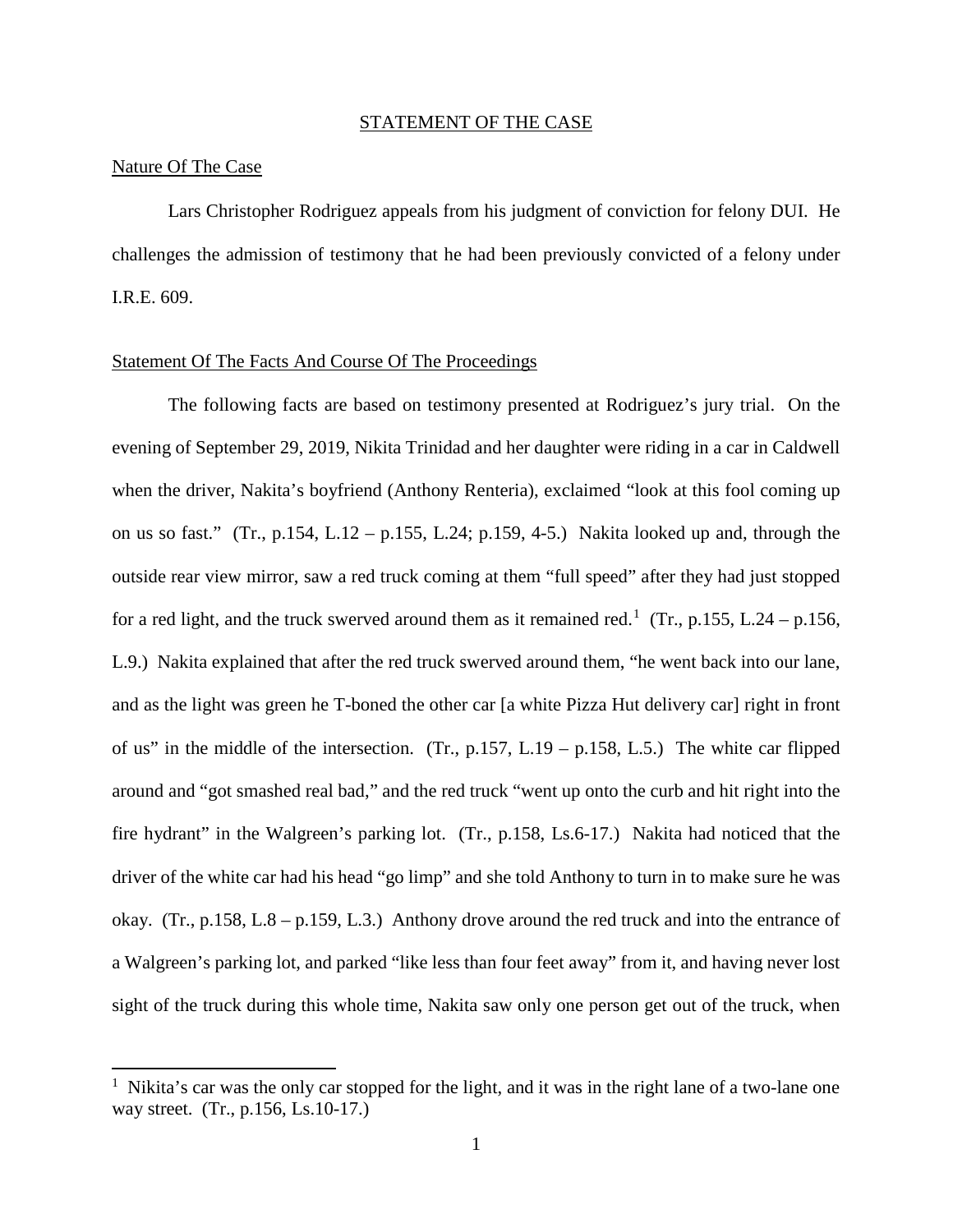## STATEMENT OF THE CASE

### Nature Of The Case

Lars Christopher Rodriguez appeals from his judgment of conviction for felony DUI. He challenges the admission of testimony that he had been previously convicted of a felony under I.R.E. 609.

### Statement Of The Facts And Course Of The Proceedings

The following facts are based on testimony presented at Rodriguez's jury trial. On the evening of September 29, 2019, Nikita Trinidad and her daughter were riding in a car in Caldwell when the driver, Nakita's boyfriend (Anthony Renteria), exclaimed "look at this fool coming up on us so fast." (Tr., p.154, L.12 – p.155, L.24; p.159, 4-5.) Nakita looked up and, through the outside rear view mirror, saw a red truck coming at them "full speed" after they had just stopped for a red light, and the truck swerved around them as it remained red.[1] (Tr., p.155, L.24 – p.156, L.9.) Nakita explained that after the red truck swerved around them, "he went back into our lane, and as the light was green he T-boned the other car [a white Pizza Hut delivery car] right in front of us" in the middle of the intersection. (Tr., p.157, L.19 – p.158, L.5.) The white car flipped around and "got smashed real bad," and the red truck "went up onto the curb and hit right into the fire hydrant" in the Walgreen's parking lot. (Tr., p.158, Ls.6-17.) Nakita had noticed that the driver of the white car had his head "go limp" and she told Anthony to turn in to make sure he was okay. (Tr., p.158, L.8 – p.159, L.3.) Anthony drove around the red truck and into the entrance of a Walgreen's parking lot, and parked "like less than four feet away" from it, and having never lost sight of the truck during this whole time, Nakita saw only one person get out of the truck, when

[1] Nikita's car was the only car stopped for the light, and it was in the right lane of a two-lane one way street. (Tr., p.156, Ls.10-17.)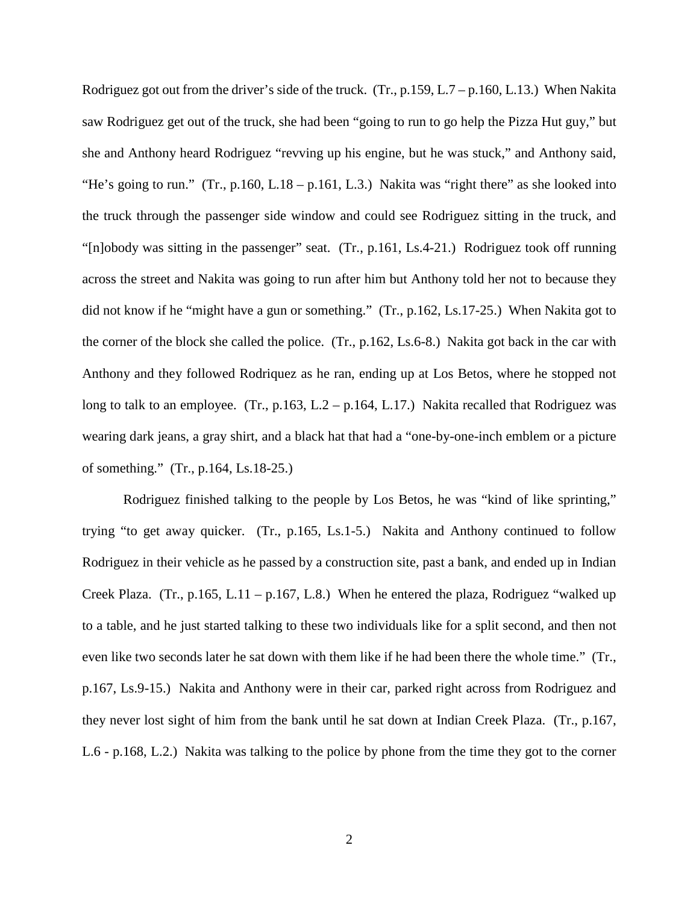Rodriguez got out from the driver's side of the truck. (Tr., p.159, L.7 – p.160, L.13.) When Nakita saw Rodriguez get out of the truck, she had been "going to run to go help the Pizza Hut guy," but she and Anthony heard Rodriguez "revving up his engine, but he was stuck," and Anthony said, "He's going to run." (Tr., p.160, L.18 – p.161, L.3.) Nakita was "right there" as she looked into the truck through the passenger side window and could see Rodriguez sitting in the truck, and "[n]obody was sitting in the passenger" seat. (Tr., p.161, Ls.4-21.) Rodriguez took off running across the street and Nakita was going to run after him but Anthony told her not to because they did not know if he "might have a gun or something." (Tr., p.162, Ls.17-25.) When Nakita got to the corner of the block she called the police. (Tr., p.162, Ls.6-8.) Nakita got back in the car with Anthony and they followed Rodriquez as he ran, ending up at Los Betos, where he stopped not long to talk to an employee. (Tr., p.163, L.2 – p.164, L.17.) Nakita recalled that Rodriguez was wearing dark jeans, a gray shirt, and a black hat that had a "one-by-one-inch emblem or a picture of something." (Tr., p.164, Ls.18-25.)

Rodriguez finished talking to the people by Los Betos, he was "kind of like sprinting," trying "to get away quicker. (Tr., p.165, Ls.1-5.) Nakita and Anthony continued to follow Rodriguez in their vehicle as he passed by a construction site, past a bank, and ended up in Indian Creek Plaza. (Tr., p.165, L.11 – p.167, L.8.) When he entered the plaza, Rodriguez "walked up to a table, and he just started talking to these two individuals like for a split second, and then not even like two seconds later he sat down with them like if he had been there the whole time." (Tr., p.167, Ls.9-15.) Nakita and Anthony were in their car, parked right across from Rodriguez and they never lost sight of him from the bank until he sat down at Indian Creek Plaza. (Tr., p.167, L.6 - p.168, L.2.) Nakita was talking to the police by phone from the time they got to the corner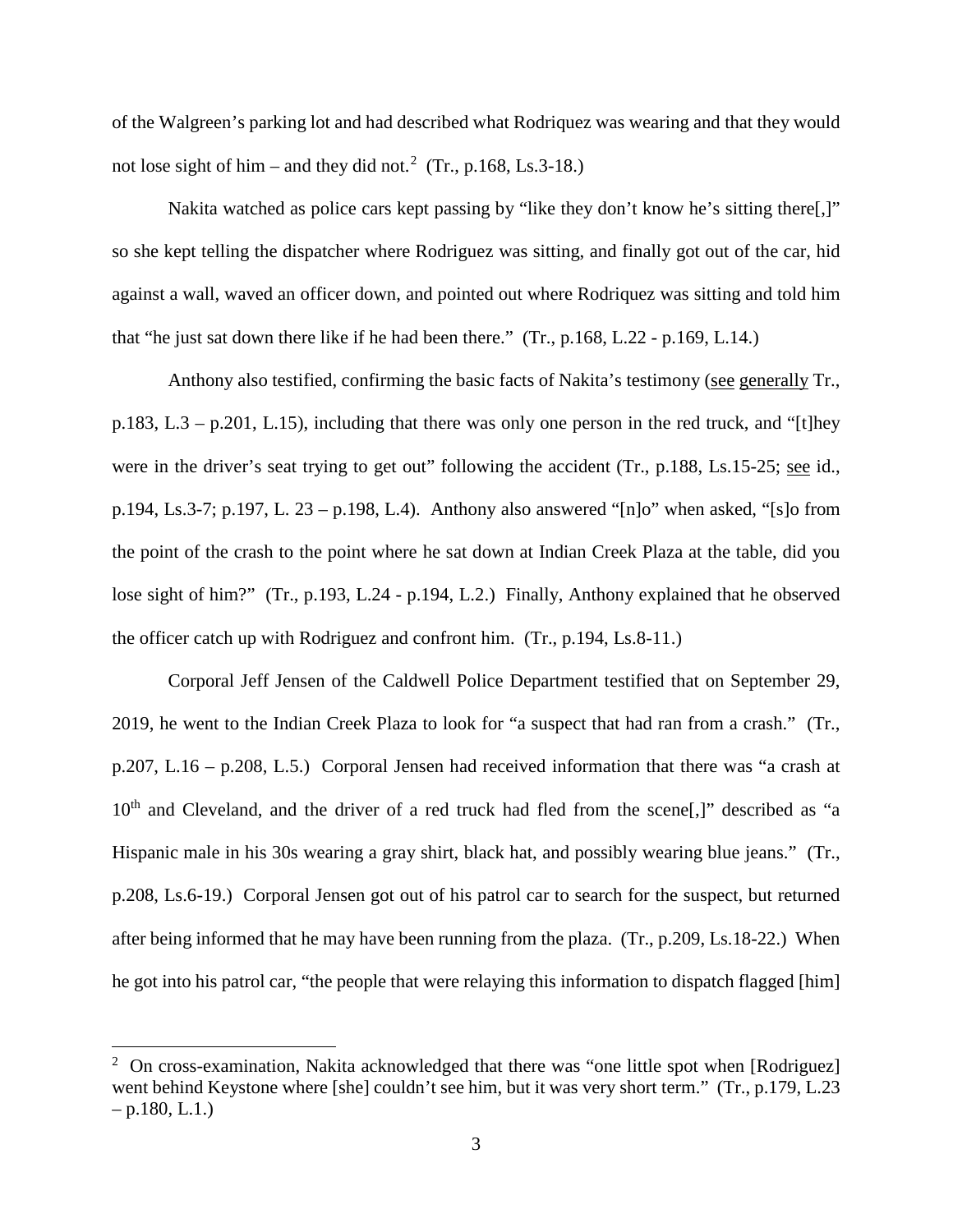of the Walgreen's parking lot and had described what Rodriquez was wearing and that they would not lose sight of him – and they did not.[2] (Tr., p.168, Ls.3-18.)

Nakita watched as police cars kept passing by "like they don't know he's sitting there[,]" so she kept telling the dispatcher where Rodriguez was sitting, and finally got out of the car, hid against a wall, waved an officer down, and pointed out where Rodriquez was sitting and told him that "he just sat down there like if he had been there." (Tr., p.168, L.22 - p.169, L.14.)

Anthony also testified, confirming the basic facts of Nakita's testimony (see generally Tr., p.183, L.3 – p.201, L.15), including that there was only one person in the red truck, and "[t]hey were in the driver's seat trying to get out" following the accident (Tr., p.188, Ls.15-25; see id., p.194, Ls.3-7; p.197, L. 23 – p.198, L.4). Anthony also answered "[n]o" when asked, "[s]o from the point of the crash to the point where he sat down at Indian Creek Plaza at the table, did you lose sight of him?" (Tr., p.193, L.24 - p.194, L.2.) Finally, Anthony explained that he observed the officer catch up with Rodriguez and confront him. (Tr., p.194, Ls.8-11.)

Corporal Jeff Jensen of the Caldwell Police Department testified that on September 29, 2019, he went to the Indian Creek Plaza to look for "a suspect that had ran from a crash." (Tr., p.207, L.16 – p.208, L.5.) Corporal Jensen had received information that there was "a crash at 10th and Cleveland, and the driver of a red truck had fled from the scene[,]" described as "a Hispanic male in his 30s wearing a gray shirt, black hat, and possibly wearing blue jeans." (Tr., p.208, Ls.6-19.) Corporal Jensen got out of his patrol car to search for the suspect, but returned after being informed that he may have been running from the plaza. (Tr., p.209, Ls.18-22.) When he got into his patrol car, "the people that were relaying this information to dispatch flagged [him]

---

[2] On cross-examination, Nakita acknowledged that there was "one little spot when [Rodriguez] went behind Keystone where [she] couldn't see him, but it was very short term." (Tr., p.179, L.23 – p.180, L.1.)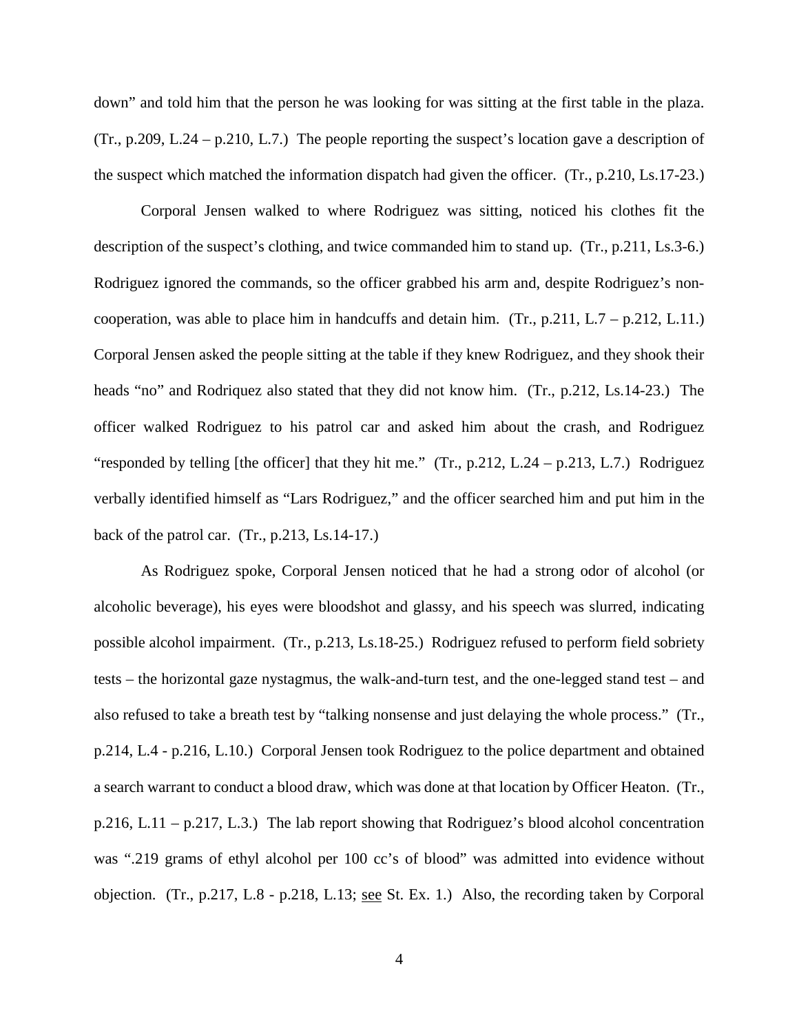down" and told him that the person he was looking for was sitting at the first table in the plaza. (Tr., p.209, L.24 – p.210, L.7.) The people reporting the suspect's location gave a description of the suspect which matched the information dispatch had given the officer. (Tr., p.210, Ls.17-23.)

Corporal Jensen walked to where Rodriguez was sitting, noticed his clothes fit the description of the suspect's clothing, and twice commanded him to stand up. (Tr., p.211, Ls.3-6.) Rodriguez ignored the commands, so the officer grabbed his arm and, despite Rodriguez's non-cooperation, was able to place him in handcuffs and detain him. (Tr., p.211, L.7 – p.212, L.11.) Corporal Jensen asked the people sitting at the table if they knew Rodriguez, and they shook their heads "no" and Rodriquez also stated that they did not know him. (Tr., p.212, Ls.14-23.) The officer walked Rodriguez to his patrol car and asked him about the crash, and Rodriguez "responded by telling [the officer] that they hit me." (Tr., p.212, L.24 – p.213, L.7.) Rodriguez verbally identified himself as "Lars Rodriguez," and the officer searched him and put him in the back of the patrol car. (Tr., p.213, Ls.14-17.)

As Rodriguez spoke, Corporal Jensen noticed that he had a strong odor of alcohol (or alcoholic beverage), his eyes were bloodshot and glassy, and his speech was slurred, indicating possible alcohol impairment. (Tr., p.213, Ls.18-25.) Rodriguez refused to perform field sobriety tests – the horizontal gaze nystagmus, the walk-and-turn test, and the one-legged stand test – and also refused to take a breath test by "talking nonsense and just delaying the whole process." (Tr., p.214, L.4 - p.216, L.10.) Corporal Jensen took Rodriguez to the police department and obtained a search warrant to conduct a blood draw, which was done at that location by Officer Heaton. (Tr., p.216, L.11 – p.217, L.3.) The lab report showing that Rodriguez's blood alcohol concentration was ".219 grams of ethyl alcohol per 100 cc's of blood" was admitted into evidence without objection. (Tr., p.217, L.8 - p.218, L.13; see St. Ex. 1.) Also, the recording taken by Corporal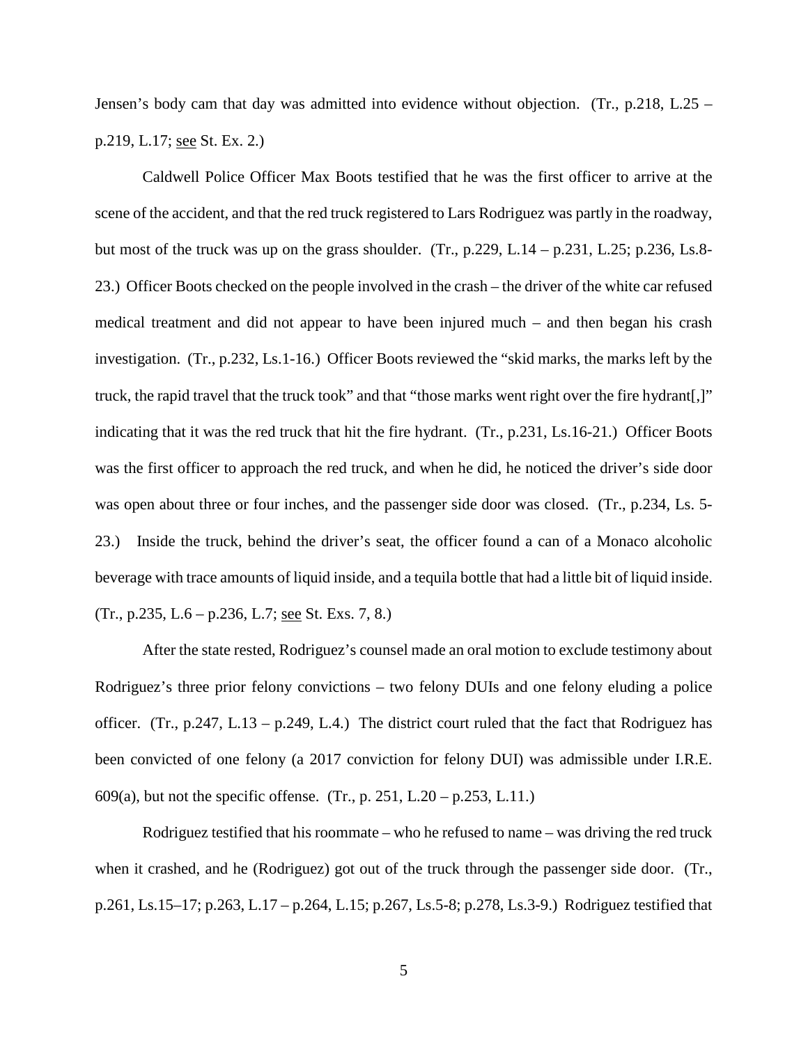Jensen's body cam that day was admitted into evidence without objection. (Tr., p.218, L.25 – p.219, L.17; see St. Ex. 2.)

Caldwell Police Officer Max Boots testified that he was the first officer to arrive at the scene of the accident, and that the red truck registered to Lars Rodriguez was partly in the roadway, but most of the truck was up on the grass shoulder. (Tr., p.229, L.14 – p.231, L.25; p.236, Ls.8-23.) Officer Boots checked on the people involved in the crash – the driver of the white car refused medical treatment and did not appear to have been injured much – and then began his crash investigation. (Tr., p.232, Ls.1-16.) Officer Boots reviewed the "skid marks, the marks left by the truck, the rapid travel that the truck took" and that "those marks went right over the fire hydrant[,]" indicating that it was the red truck that hit the fire hydrant. (Tr., p.231, Ls.16-21.) Officer Boots was the first officer to approach the red truck, and when he did, he noticed the driver's side door was open about three or four inches, and the passenger side door was closed. (Tr., p.234, Ls. 5-23.) Inside the truck, behind the driver's seat, the officer found a can of a Monaco alcoholic beverage with trace amounts of liquid inside, and a tequila bottle that had a little bit of liquid inside. (Tr., p.235, L.6 – p.236, L.7; see St. Exs. 7, 8.)

After the state rested, Rodriguez's counsel made an oral motion to exclude testimony about Rodriguez's three prior felony convictions – two felony DUIs and one felony eluding a police officer. (Tr., p.247, L.13 – p.249, L.4.) The district court ruled that the fact that Rodriguez has been convicted of one felony (a 2017 conviction for felony DUI) was admissible under I.R.E. 609(a), but not the specific offense. (Tr., p. 251, L.20 – p.253, L.11.)

Rodriguez testified that his roommate – who he refused to name – was driving the red truck when it crashed, and he (Rodriguez) got out of the truck through the passenger side door. (Tr., p.261, Ls.15–17; p.263, L.17 – p.264, L.15; p.267, Ls.5-8; p.278, Ls.3-9.) Rodriguez testified that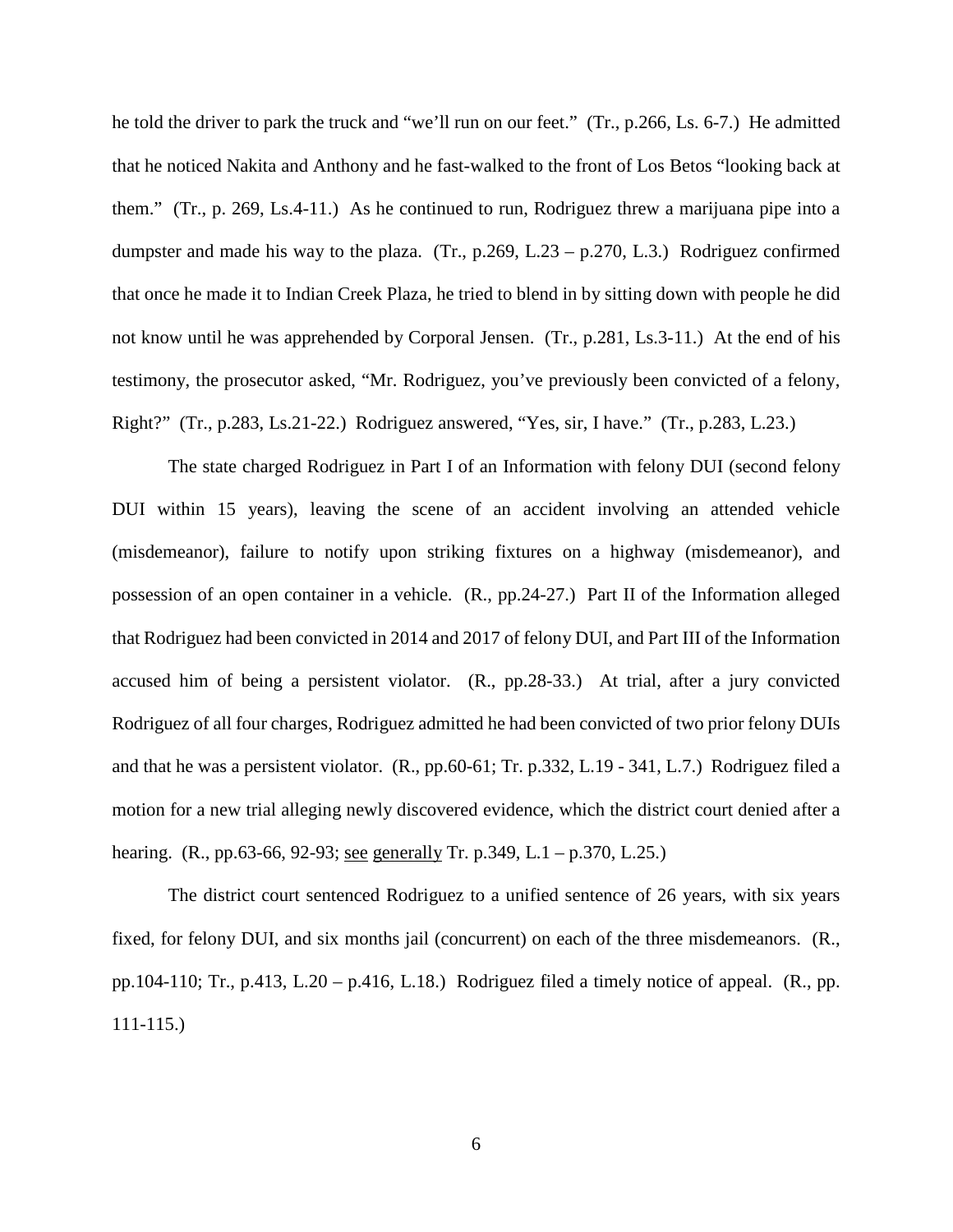he told the driver to park the truck and "we'll run on our feet." (Tr., p.266, Ls. 6-7.) He admitted that he noticed Nakita and Anthony and he fast-walked to the front of Los Betos "looking back at them." (Tr., p. 269, Ls.4-11.) As he continued to run, Rodriguez threw a marijuana pipe into a dumpster and made his way to the plaza. (Tr., p.269, L.23 – p.270, L.3.) Rodriguez confirmed that once he made it to Indian Creek Plaza, he tried to blend in by sitting down with people he did not know until he was apprehended by Corporal Jensen. (Tr., p.281, Ls.3-11.) At the end of his testimony, the prosecutor asked, "Mr. Rodriguez, you've previously been convicted of a felony, Right?" (Tr., p.283, Ls.21-22.) Rodriguez answered, "Yes, sir, I have." (Tr., p.283, L.23.)

The state charged Rodriguez in Part I of an Information with felony DUI (second felony DUI within 15 years), leaving the scene of an accident involving an attended vehicle (misdemeanor), failure to notify upon striking fixtures on a highway (misdemeanor), and possession of an open container in a vehicle. (R., pp.24-27.) Part II of the Information alleged that Rodriguez had been convicted in 2014 and 2017 of felony DUI, and Part III of the Information accused him of being a persistent violator. (R., pp.28-33.) At trial, after a jury convicted Rodriguez of all four charges, Rodriguez admitted he had been convicted of two prior felony DUIs and that he was a persistent violator. (R., pp.60-61; Tr. p.332, L.19 - 341, L.7.) Rodriguez filed a motion for a new trial alleging newly discovered evidence, which the district court denied after a hearing. (R., pp.63-66, 92-93; see generally Tr. p.349, L.1 – p.370, L.25.)

The district court sentenced Rodriguez to a unified sentence of 26 years, with six years fixed, for felony DUI, and six months jail (concurrent) on each of the three misdemeanors. (R., pp.104-110; Tr., p.413, L.20 – p.416, L.18.) Rodriguez filed a timely notice of appeal. (R., pp. 111-115.)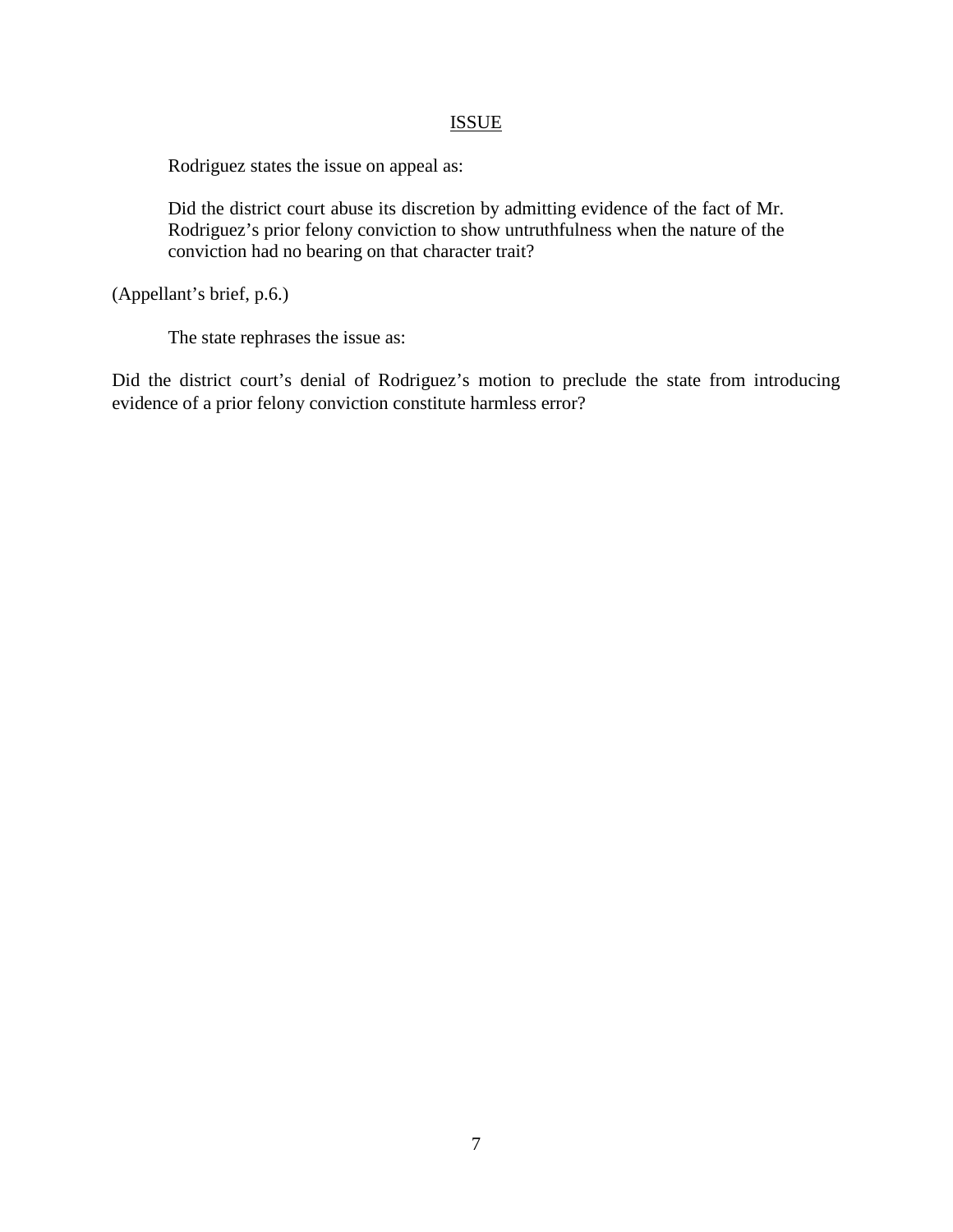## ISSUE

Rodriguez states the issue on appeal as:

> Did the district court abuse its discretion by admitting evidence of the fact of Mr. Rodriguez's prior felony conviction to show untruthfulness when the nature of the conviction had no bearing on that character trait?

(Appellant's brief, p.6.)

The state rephrases the issue as:

Did the district court's denial of Rodriguez's motion to preclude the state from introducing evidence of a prior felony conviction constitute harmless error?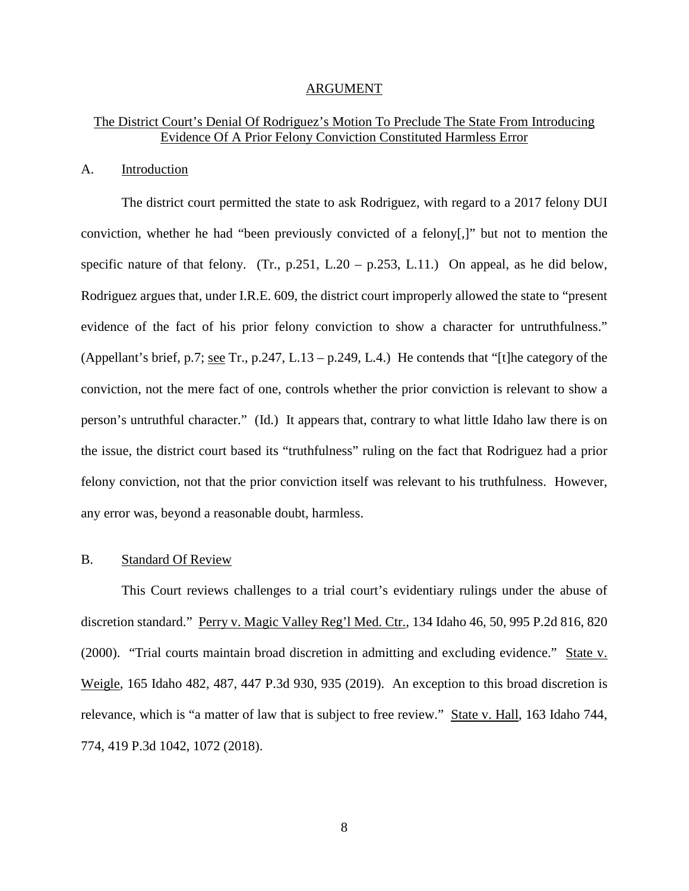## ARGUMENT

### The District Court's Denial Of Rodriguez's Motion To Preclude The State From Introducing Evidence Of A Prior Felony Conviction Constituted Harmless Error

#### A. Introduction

The district court permitted the state to ask Rodriguez, with regard to a 2017 felony DUI conviction, whether he had "been previously convicted of a felony[,]" but not to mention the specific nature of that felony. (Tr., p.251, L.20 – p.253, L.11.) On appeal, as he did below, Rodriguez argues that, under I.R.E. 609, the district court improperly allowed the state to "present evidence of the fact of his prior felony conviction to show a character for untruthfulness." (Appellant's brief, p.7; see Tr., p.247, L.13 – p.249, L.4.) He contends that "[t]he category of the conviction, not the mere fact of one, controls whether the prior conviction is relevant to show a person's untruthful character." (Id.) It appears that, contrary to what little Idaho law there is on the issue, the district court based its "truthfulness" ruling on the fact that Rodriguez had a prior felony conviction, not that the prior conviction itself was relevant to his truthfulness. However, any error was, beyond a reasonable doubt, harmless.

#### B. Standard Of Review

This Court reviews challenges to a trial court's evidentiary rulings under the abuse of discretion standard." Perry v. Magic Valley Reg'l Med. Ctr., 134 Idaho 46, 50, 995 P.2d 816, 820 (2000). "Trial courts maintain broad discretion in admitting and excluding evidence." State v. Weigle, 165 Idaho 482, 487, 447 P.3d 930, 935 (2019). An exception to this broad discretion is relevance, which is "a matter of law that is subject to free review." State v. Hall, 163 Idaho 744, 774, 419 P.3d 1042, 1072 (2018).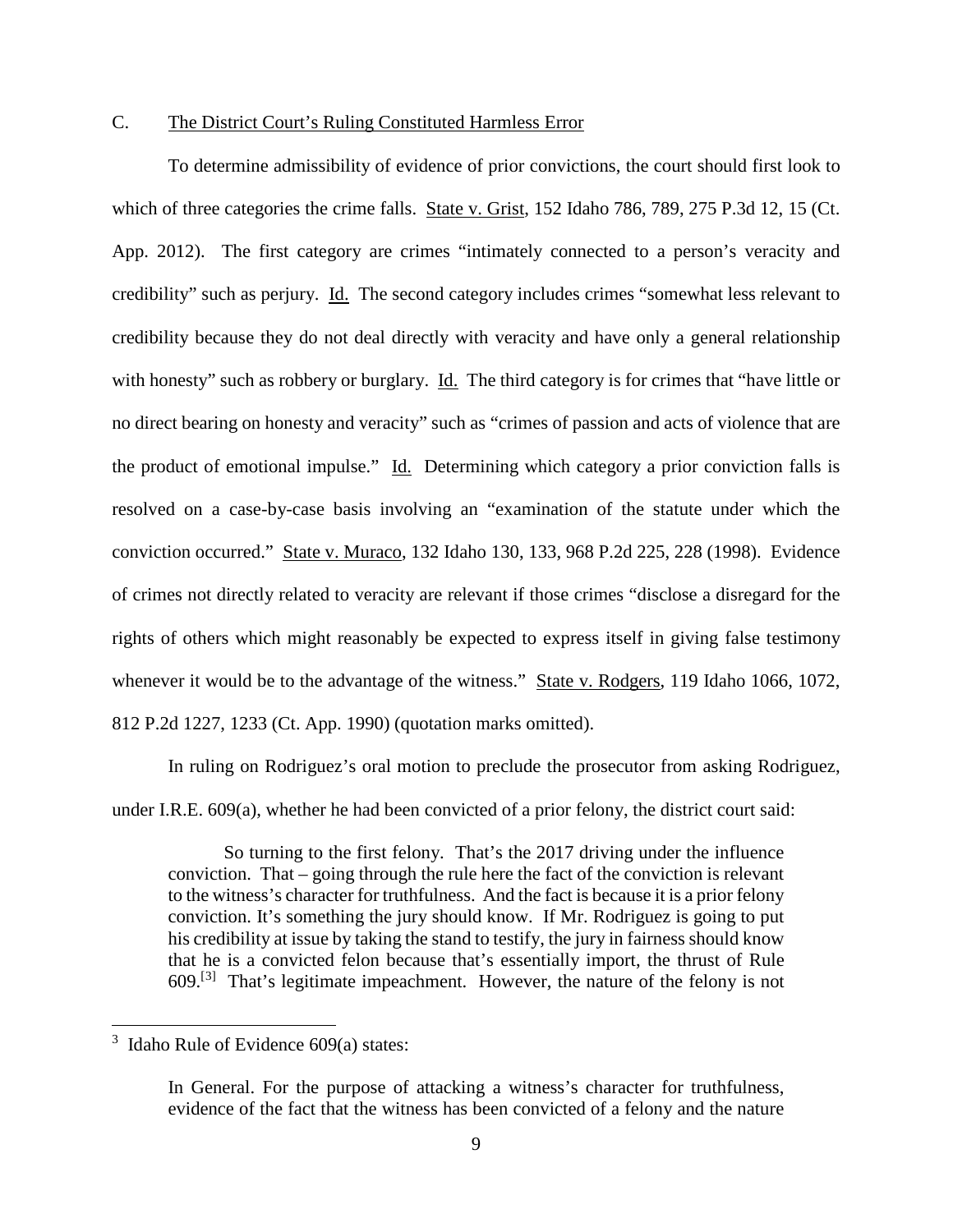### C. The District Court's Ruling Constituted Harmless Error

To determine admissibility of evidence of prior convictions, the court should first look to which of three categories the crime falls. State v. Grist, 152 Idaho 786, 789, 275 P.3d 12, 15 (Ct. App. 2012). The first category are crimes "intimately connected to a person's veracity and credibility" such as perjury. Id. The second category includes crimes "somewhat less relevant to credibility because they do not deal directly with veracity and have only a general relationship with honesty" such as robbery or burglary. Id. The third category is for crimes that "have little or no direct bearing on honesty and veracity" such as "crimes of passion and acts of violence that are the product of emotional impulse." Id. Determining which category a prior conviction falls is resolved on a case-by-case basis involving an "examination of the statute under which the conviction occurred." State v. Muraco, 132 Idaho 130, 133, 968 P.2d 225, 228 (1998). Evidence of crimes not directly related to veracity are relevant if those crimes "disclose a disregard for the rights of others which might reasonably be expected to express itself in giving false testimony whenever it would be to the advantage of the witness." State v. Rodgers, 119 Idaho 1066, 1072, 812 P.2d 1227, 1233 (Ct. App. 1990) (quotation marks omitted).

In ruling on Rodriguez's oral motion to preclude the prosecutor from asking Rodriguez, under I.R.E. 609(a), whether he had been convicted of a prior felony, the district court said:

> So turning to the first felony. That's the 2017 driving under the influence conviction. That – going through the rule here the fact of the conviction is relevant to the witness's character for truthfulness. And the fact is because it is a prior felony conviction. It's something the jury should know. If Mr. Rodriguez is going to put his credibility at issue by taking the stand to testify, the jury in fairness should know that he is a convicted felon because that's essentially import, the thrust of Rule 609.[3] That's legitimate impeachment. However, the nature of the felony is not

---

[3] Idaho Rule of Evidence 609(a) states:

> In General. For the purpose of attacking a witness's character for truthfulness, evidence of the fact that the witness has been convicted of a felony and the nature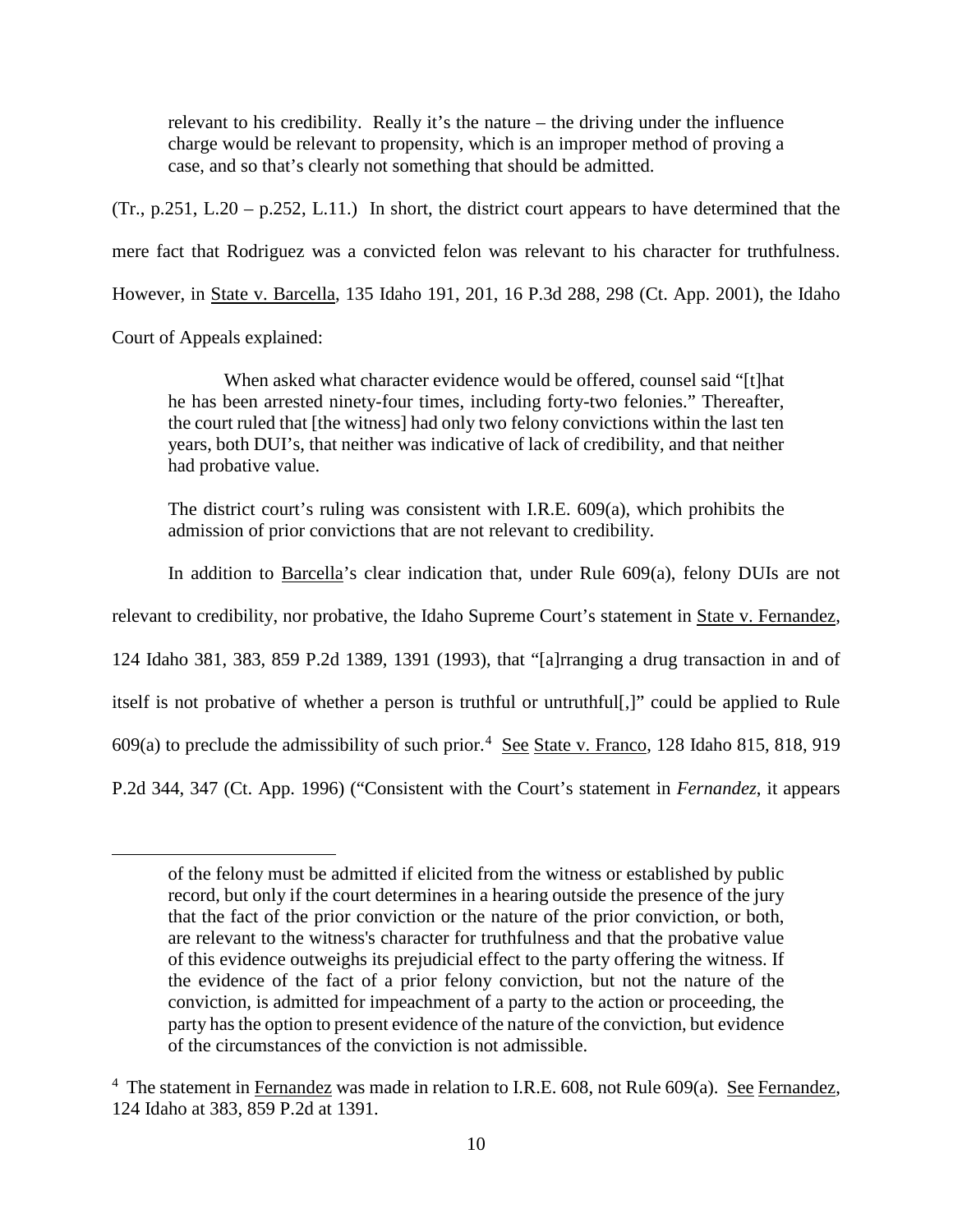> relevant to his credibility. Really it's the nature – the driving under the influence charge would be relevant to propensity, which is an improper method of proving a case, and so that's clearly not something that should be admitted.

(Tr., p.251, L.20 – p.252, L.11.) In short, the district court appears to have determined that the mere fact that Rodriguez was a convicted felon was relevant to his character for truthfulness. However, in State v. Barcella, 135 Idaho 191, 201, 16 P.3d 288, 298 (Ct. App. 2001), the Idaho Court of Appeals explained:

> When asked what character evidence would be offered, counsel said "[t]hat he has been arrested ninety-four times, including forty-two felonies." Thereafter, the court ruled that [the witness] had only two felony convictions within the last ten years, both DUI's, that neither was indicative of lack of credibility, and that neither had probative value.
>
> The district court's ruling was consistent with I.R.E. 609(a), which prohibits the admission of prior convictions that are not relevant to credibility.

In addition to Barcella's clear indication that, under Rule 609(a), felony DUIs are not relevant to credibility, nor probative, the Idaho Supreme Court's statement in State v. Fernandez, 124 Idaho 381, 383, 859 P.2d 1389, 1391 (1993), that "[a]rranging a drug transaction in and of itself is not probative of whether a person is truthful or untruthful[,]" could be applied to Rule 609(a) to preclude the admissibility of such prior.[4] See State v. Franco, 128 Idaho 815, 818, 919 P.2d 344, 347 (Ct. App. 1996) ("Consistent with the Court's statement in *Fernandez*, it appears

---

> of the felony must be admitted if elicited from the witness or established by public record, but only if the court determines in a hearing outside the presence of the jury that the fact of the prior conviction or the nature of the prior conviction, or both, are relevant to the witness's character for truthfulness and that the probative value of this evidence outweighs its prejudicial effect to the party offering the witness. If the evidence of the fact of a prior felony conviction, but not the nature of the conviction, is admitted for impeachment of a party to the action or proceeding, the party has the option to present evidence of the nature of the conviction, but evidence of the circumstances of the conviction is not admissible.

[4] The statement in Fernandez was made in relation to I.R.E. 608, not Rule 609(a). See Fernandez, 124 Idaho at 383, 859 P.2d at 1391.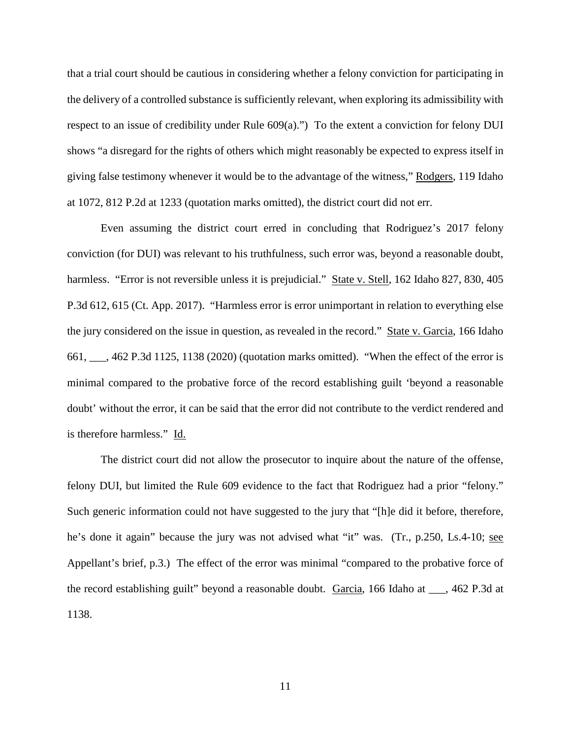that a trial court should be cautious in considering whether a felony conviction for participating in the delivery of a controlled substance is sufficiently relevant, when exploring its admissibility with respect to an issue of credibility under Rule 609(a).") To the extent a conviction for felony DUI shows "a disregard for the rights of others which might reasonably be expected to express itself in giving false testimony whenever it would be to the advantage of the witness," Rodgers, 119 Idaho at 1072, 812 P.2d at 1233 (quotation marks omitted), the district court did not err.

Even assuming the district court erred in concluding that Rodriguez's 2017 felony conviction (for DUI) was relevant to his truthfulness, such error was, beyond a reasonable doubt, harmless. "Error is not reversible unless it is prejudicial." State v. Stell, 162 Idaho 827, 830, 405 P.3d 612, 615 (Ct. App. 2017). "Harmless error is error unimportant in relation to everything else the jury considered on the issue in question, as revealed in the record." State v. Garcia, 166 Idaho 661, ___, 462 P.3d 1125, 1138 (2020) (quotation marks omitted). "When the effect of the error is minimal compared to the probative force of the record establishing guilt 'beyond a reasonable doubt' without the error, it can be said that the error did not contribute to the verdict rendered and is therefore harmless." Id.

The district court did not allow the prosecutor to inquire about the nature of the offense, felony DUI, but limited the Rule 609 evidence to the fact that Rodriguez had a prior "felony." Such generic information could not have suggested to the jury that "[h]e did it before, therefore, he's done it again" because the jury was not advised what "it" was. (Tr., p.250, Ls.4-10; see Appellant's brief, p.3.) The effect of the error was minimal "compared to the probative force of the record establishing guilt" beyond a reasonable doubt. Garcia, 166 Idaho at ___, 462 P.3d at 1138.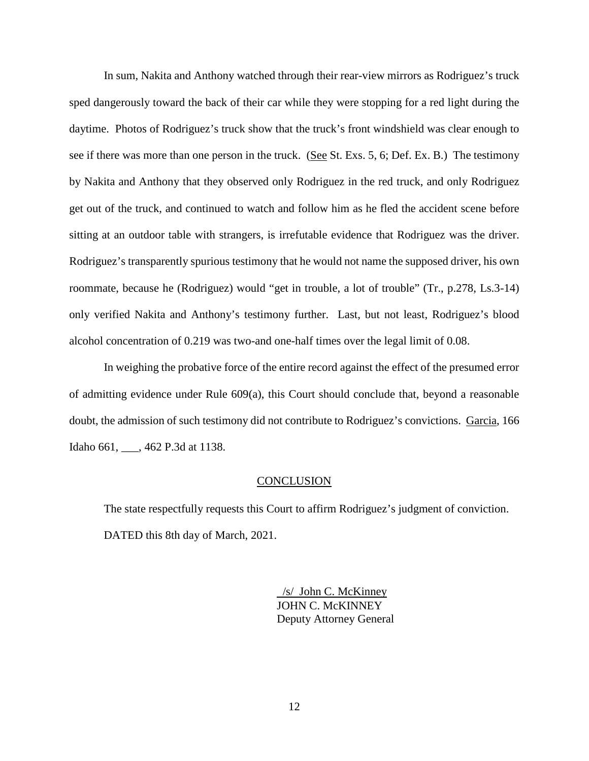In sum, Nakita and Anthony watched through their rear-view mirrors as Rodriguez's truck sped dangerously toward the back of their car while they were stopping for a red light during the daytime. Photos of Rodriguez's truck show that the truck's front windshield was clear enough to see if there was more than one person in the truck. (See St. Exs. 5, 6; Def. Ex. B.) The testimony by Nakita and Anthony that they observed only Rodriguez in the red truck, and only Rodriguez get out of the truck, and continued to watch and follow him as he fled the accident scene before sitting at an outdoor table with strangers, is irrefutable evidence that Rodriguez was the driver. Rodriguez's transparently spurious testimony that he would not name the supposed driver, his own roommate, because he (Rodriguez) would "get in trouble, a lot of trouble" (Tr., p.278, Ls.3-14) only verified Nakita and Anthony's testimony further. Last, but not least, Rodriguez's blood alcohol concentration of 0.219 was two-and one-half times over the legal limit of 0.08.

In weighing the probative force of the entire record against the effect of the presumed error of admitting evidence under Rule 609(a), this Court should conclude that, beyond a reasonable doubt, the admission of such testimony did not contribute to Rodriguez's convictions. Garcia, 166 Idaho 661, ___, 462 P.3d at 1138.

## CONCLUSION

The state respectfully requests this Court to affirm Rodriguez's judgment of conviction.

DATED this 8th day of March, 2021.

/s/ John C. McKinney
JOHN C. McKINNEY
Deputy Attorney General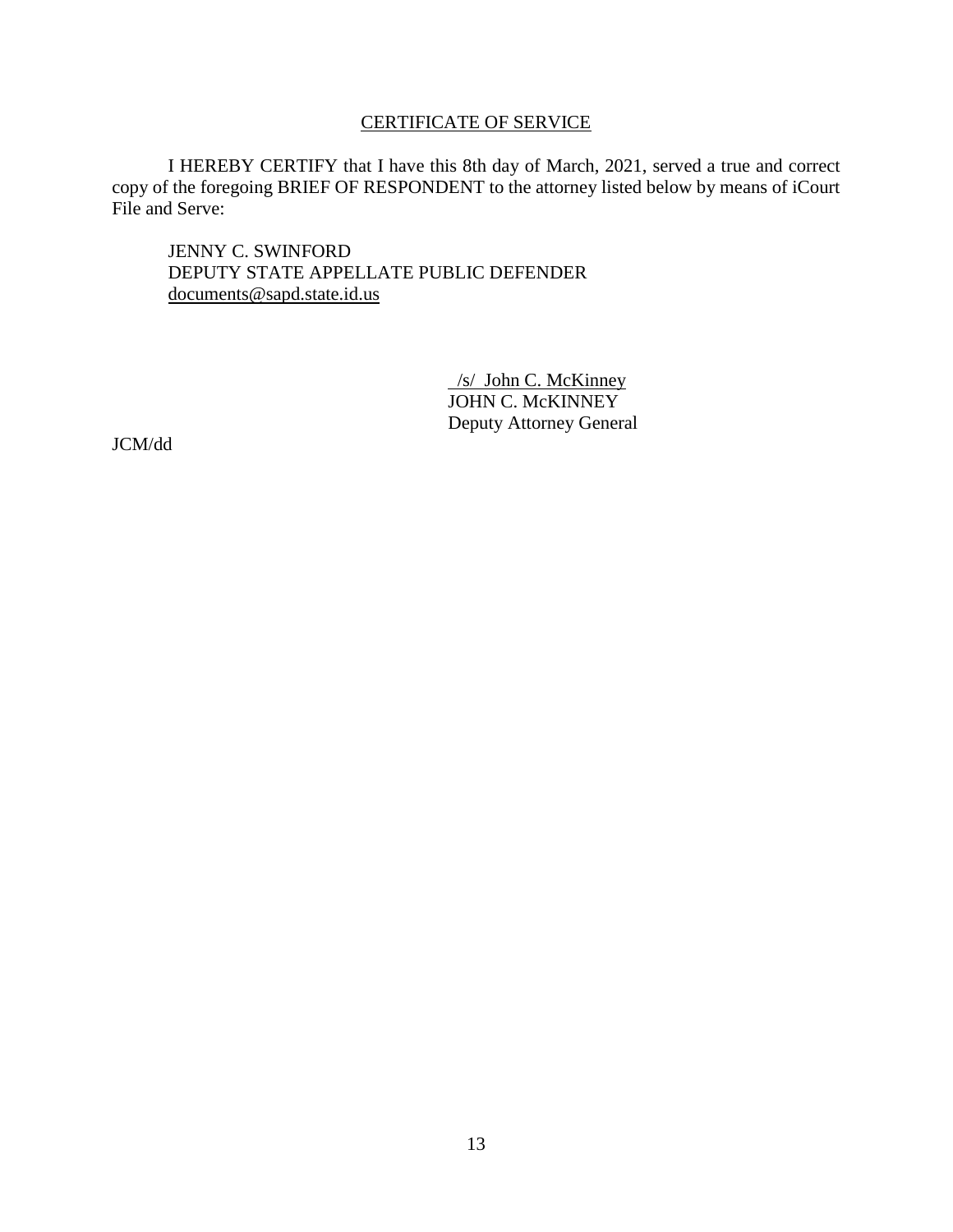## CERTIFICATE OF SERVICE

I HEREBY CERTIFY that I have this 8th day of March, 2021, served a true and correct copy of the foregoing BRIEF OF RESPONDENT to the attorney listed below by means of iCourt File and Serve:

JENNY C. SWINFORD
DEPUTY STATE APPELLATE PUBLIC DEFENDER
documents@sapd.state.id.us

/s/ John C. McKinney
JOHN C. McKINNEY
Deputy Attorney General

JCM/dd